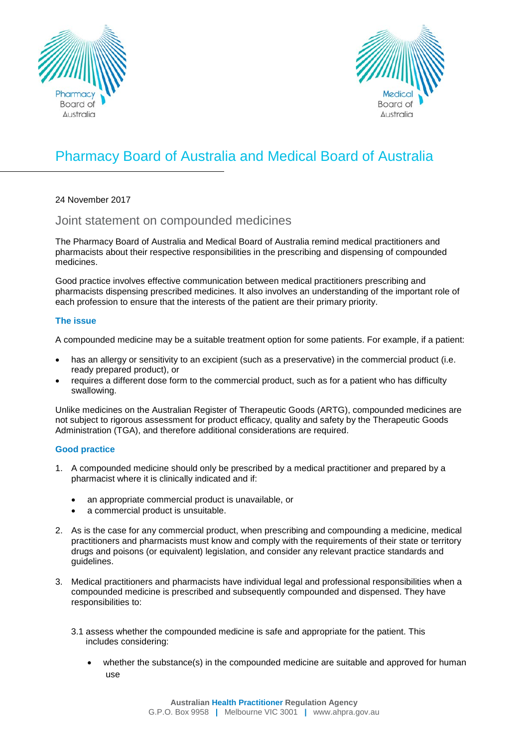# Pharmacy Board of Australia and Medical Board of Australia

24 November 2017

## Joint statement on compounded medicines

The Pharmacy Board of Australia and Medical Board of Australia remind medical practitioners and pharmacists about their respective responsibilities in the prescribing and dispensing of compounded medicines.

Good practice involves effective communication between medical practitioners prescribing and pharmacists dispensing prescribed medicines. It also involves an understanding of the important role of each profession to ensure that the interests of the patient are their primary priority.

### The issue

A compounded medicine may be a suitable treatment option for some patients. For example, if a patient:

- has an allergy or sensitivity to an excipient (such as a preservative) in the commercial product (i.e. ready prepared product), or
- requires a different dose form to the commercial product, such as for a patient who has difficulty swallowing.

Unlike medicines on the Australian Register of Therapeutic Goods (ARTG), compounded medicines are not subject to rigorous assessment for product efficacy, quality and safety by the Therapeutic Goods Administration (TGA), and therefore additional considerations are required.

### Good practice

1. A compounded medicine should only be prescribed by a medical practitioner and prepared by a pharmacist where it is clinically indicated and if:
   - an appropriate commercial product is unavailable, or
   - a commercial product is unsuitable.

2. As is the case for any commercial product, when prescribing and compounding a medicine, medical practitioners and pharmacists must know and comply with the requirements of their state or territory drugs and poisons (or equivalent) legislation, and consider any relevant practice standards and guidelines.

3. Medical practitioners and pharmacists have individual legal and professional responsibilities when a compounded medicine is prescribed and subsequently compounded and dispensed. They have responsibilities to:

   3.1 assess whether the compounded medicine is safe and appropriate for the patient. This includes considering:

   - whether the substance(s) in the compounded medicine are suitable and approved for human use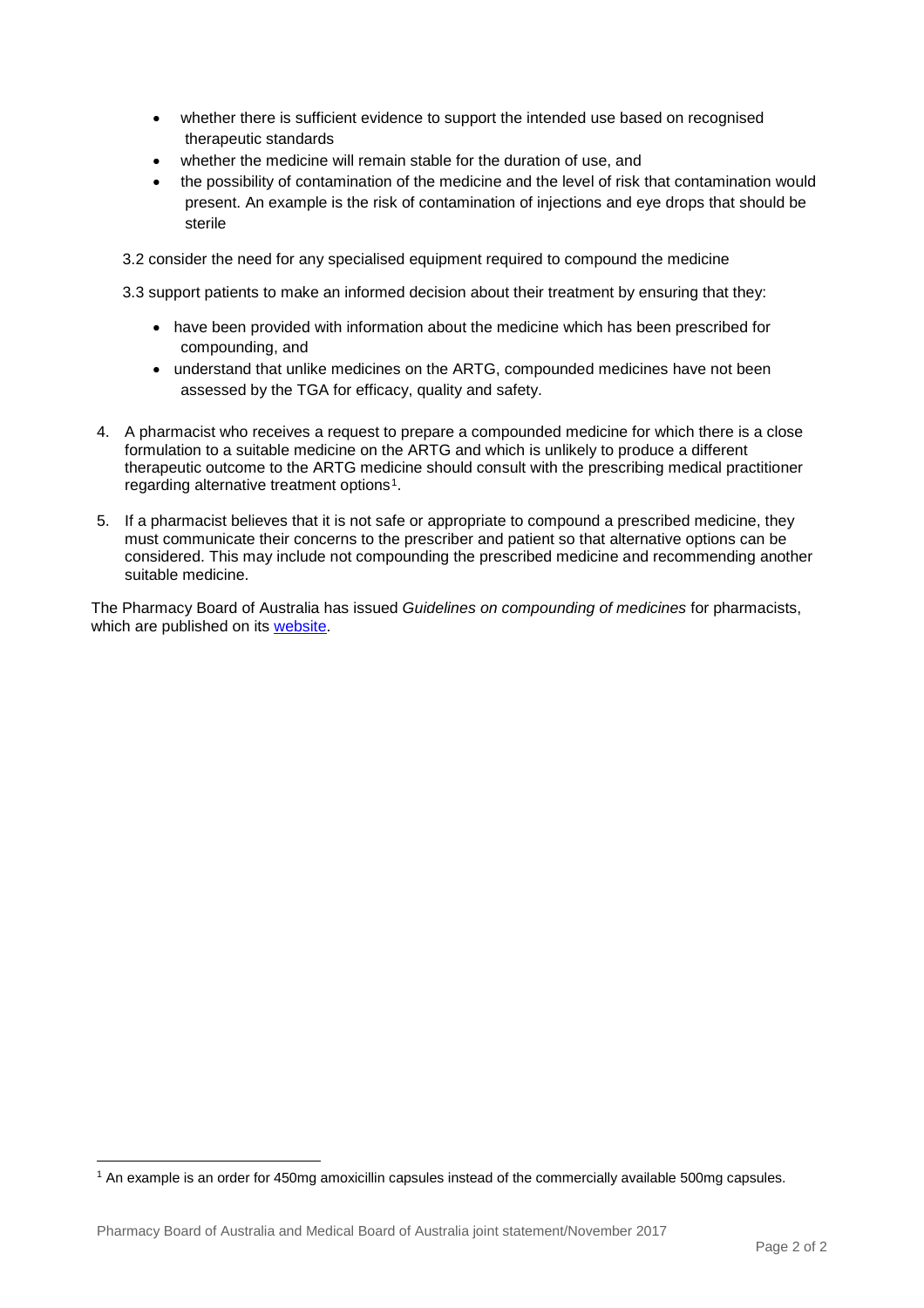- whether there is sufficient evidence to support the intended use based on recognised therapeutic standards
- whether the medicine will remain stable for the duration of use, and
- the possibility of contamination of the medicine and the level of risk that contamination would present. An example is the risk of contamination of injections and eye drops that should be sterile

3.2 consider the need for any specialised equipment required to compound the medicine

3.3 support patients to make an informed decision about their treatment by ensuring that they:

- have been provided with information about the medicine which has been prescribed for compounding, and
- understand that unlike medicines on the ARTG, compounded medicines have not been assessed by the TGA for efficacy, quality and safety.

4. A pharmacist who receives a request to prepare a compounded medicine for which there is a close formulation to a suitable medicine on the ARTG and which is unlikely to produce a different therapeutic outcome to the ARTG medicine should consult with the prescribing medical practitioner regarding alternative treatment options[1].

5. If a pharmacist believes that it is not safe or appropriate to compound a prescribed medicine, they must communicate their concerns to the prescriber and patient so that alternative options can be considered. This may include not compounding the prescribed medicine and recommending another suitable medicine.

The Pharmacy Board of Australia has issued *Guidelines on compounding of medicines* for pharmacists, which are published on its website.

[1] An example is an order for 450mg amoxicillin capsules instead of the commercially available 500mg capsules.